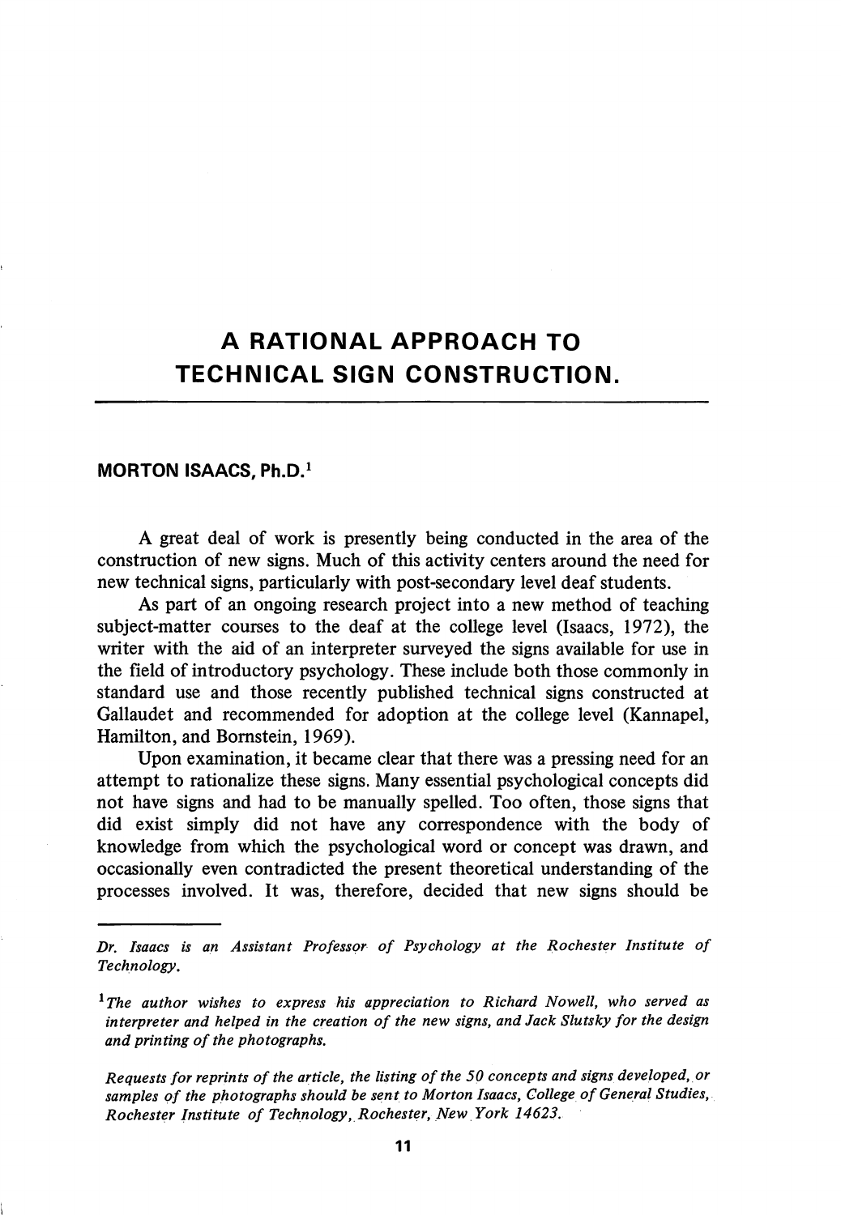# A RATIONAL APPROACH TO TECHNICAL SIGN CONSTRUCTION.

**MORTON ISAACS, Ph.D.**[1]

A great deal of work is presently being conducted in the area of the construction of new signs. Much of this activity centers around the need for new technical signs, particularly with post-secondary level deaf students.

As part of an ongoing research project into a new method of teaching subject-matter courses to the deaf at the college level (Isaacs, 1972), the writer with the aid of an interpreter surveyed the signs available for use in the field of introductory psychology. These include both those commonly in standard use and those recently published technical signs constructed at Gallaudet and recommended for adoption at the college level (Kannapel, Hamilton, and Bornstein, 1969).

Upon examination, it became clear that there was a pressing need for an attempt to rationalize these signs. Many essential psychological concepts did not have signs and had to be manually spelled. Too often, those signs that did exist simply did not have any correspondence with the body of knowledge from which the psychological word or concept was drawn, and occasionally even contradicted the present theoretical understanding of the processes involved. It was, therefore, decided that new signs should be

---

*Dr. Isaacs is an Assistant Professor of Psychology at the Rochester Institute of Technology.*

[1] *The author wishes to express his appreciation to Richard Nowell, who served as interpreter and helped in the creation of the new signs, and Jack Slutsky for the design and printing of the photographs.*

*Requests for reprints of the article, the listing of the 50 concepts and signs developed, or samples of the photographs should be sent to Morton Isaacs, College of General Studies, Rochester Institute of Technology, Rochester, New York 14623.*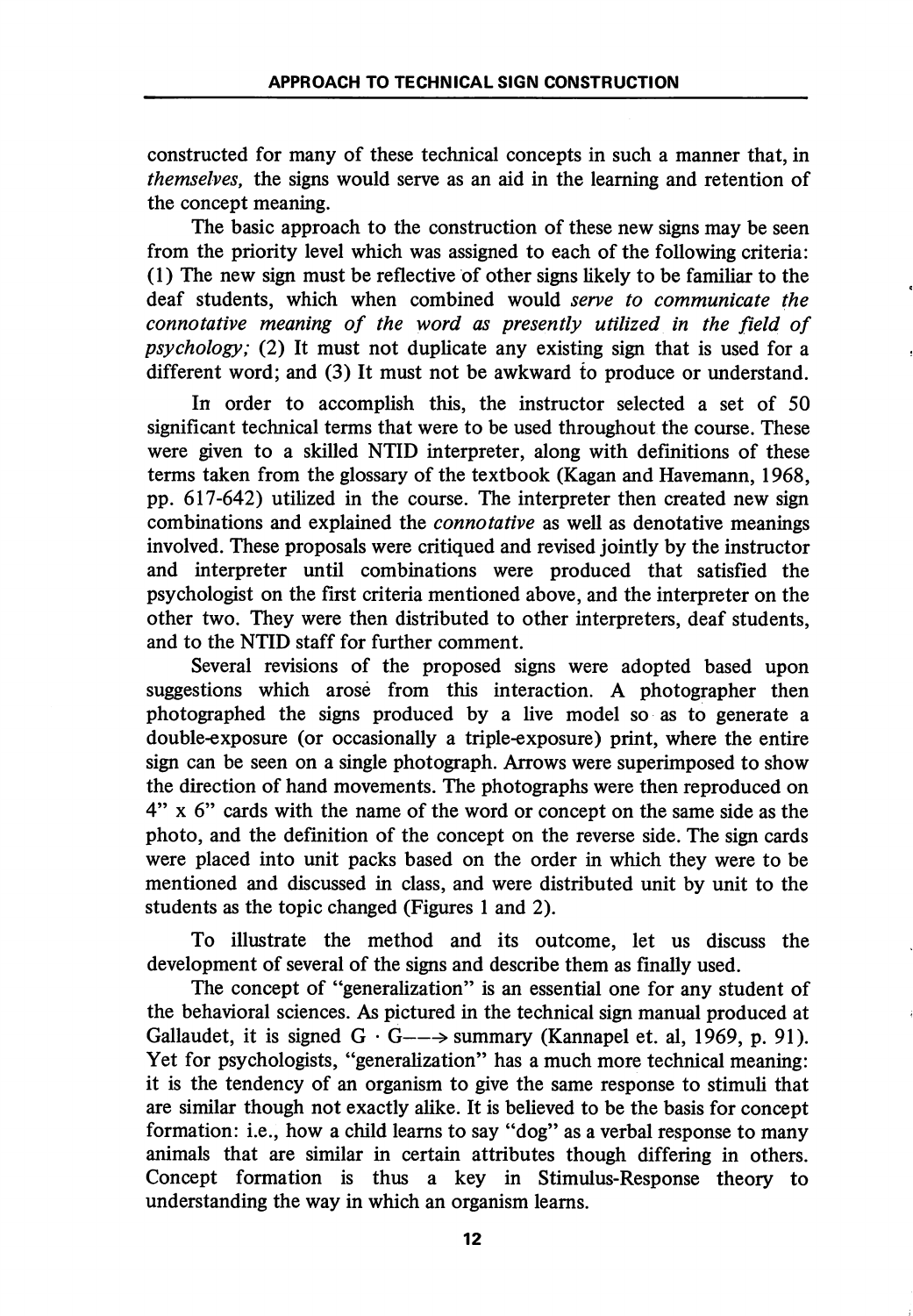constructed for many of these technical concepts in such a manner that, in *themselves,* the signs would serve as an aid in the learning and retention of the concept meaning.

The basic approach to the construction of these new signs may be seen from the priority level which was assigned to each of the following criteria: (1) The new sign must be reflective of other signs likely to be familiar to the deaf students, which when combined would *serve to communicate the connotative meaning of the word as presently utilized in the field of psychology;* (2) It must not duplicate any existing sign that is used for a different word; and (3) It must not be awkward to produce or understand.

In order to accomplish this, the instructor selected a set of 50 significant technical terms that were to be used throughout the course. These were given to a skilled NTID interpreter, along with definitions of these terms taken from the glossary of the textbook (Kagan and Havemann, 1968, pp. 617-642) utilized in the course. The interpreter then created new sign combinations and explained the *connotative* as well as denotative meanings involved. These proposals were critiqued and revised jointly by the instructor and interpreter until combinations were produced that satisfied the psychologist on the first criteria mentioned above, and the interpreter on the other two. They were then distributed to other interpreters, deaf students, and to the NTID staff for further comment.

Several revisions of the proposed signs were adopted based upon suggestions which arose from this interaction. A photographer then photographed the signs produced by a live model so as to generate a double-exposure (or occasionally a triple-exposure) print, where the entire sign can be seen on a single photograph. Arrows were superimposed to show the direction of hand movements. The photographs were then reproduced on 4" x 6" cards with the name of the word or concept on the same side as the photo, and the definition of the concept on the reverse side. The sign cards were placed into unit packs based on the order in which they were to be mentioned and discussed in class, and were distributed unit by unit to the students as the topic changed (Figures 1 and 2).

To illustrate the method and its outcome, let us discuss the development of several of the signs and describe them as finally used.

The concept of "generalization" is an essential one for any student of the behavioral sciences. As pictured in the technical sign manual produced at Gallaudet, it is signed G · G—→ summary (Kannapel et. al, 1969, p. 91). Yet for psychologists, "generalization" has a much more technical meaning: it is the tendency of an organism to give the same response to stimuli that are similar though not exactly alike. It is believed to be the basis for concept formation: i.e., how a child learns to say "dog" as a verbal response to many animals that are similar in certain attributes though differing in others. Concept formation is thus a key in Stimulus-Response theory to understanding the way in which an organism learns.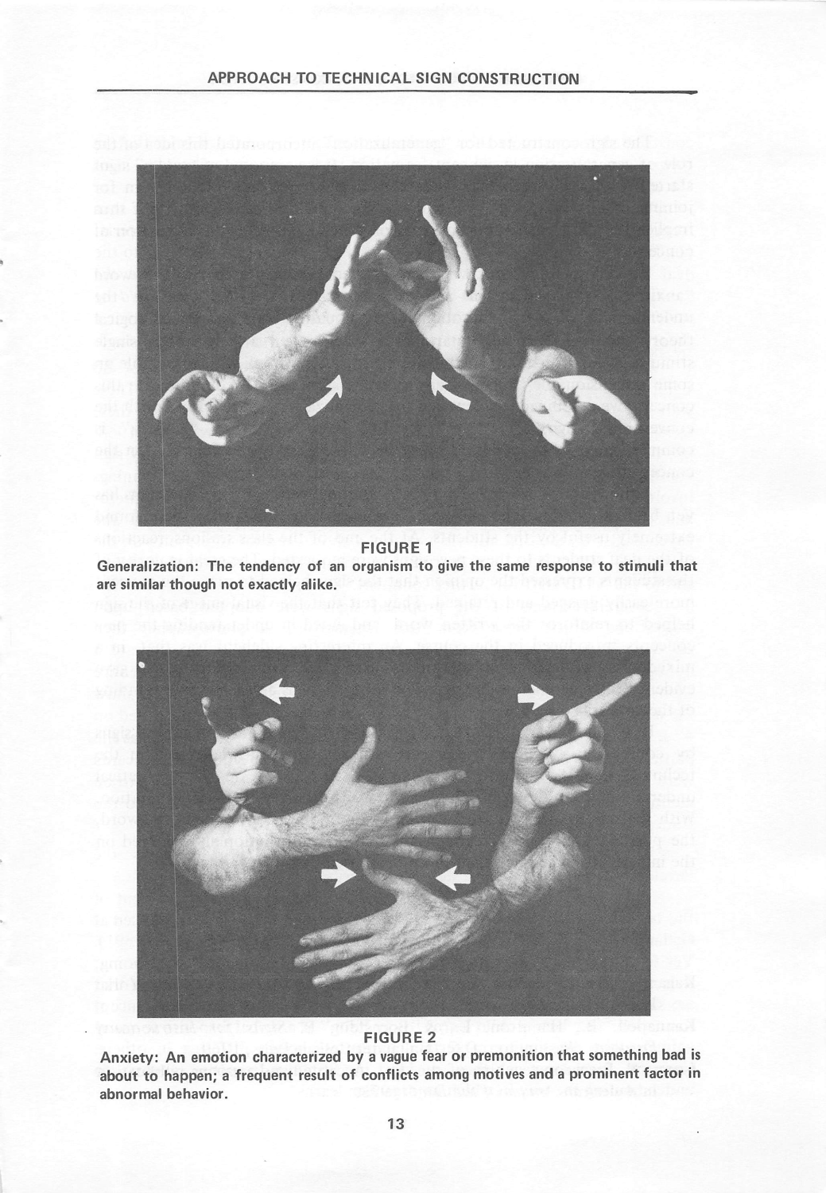FIGURE 1

**Generalization: The tendency of an organism to give the same response to stimuli that are similar though not exactly alike.**

FIGURE 2

**Anxiety: An emotion characterized by a vague fear or premonition that something bad is about to happen; a frequent result of conflicts among motives and a prominent factor in abnormal behavior.**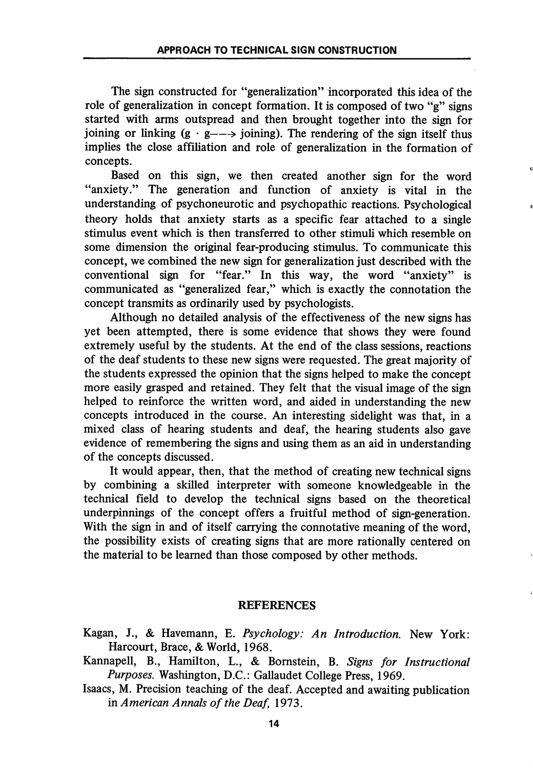The sign constructed for "generalization" incorporated this idea of the role of generalization in concept formation. It is composed of two "g" signs started with arms outspread and then brought together into the sign for joining or linking (g · g——> joining). The rendering of the sign itself thus implies the close affiliation and role of generalization in the formation of concepts.

Based on this sign, we then created another sign for the word "anxiety." The generation and function of anxiety is vital in the understanding of psychoneurotic and psychopathic reactions. Psychological theory holds that anxiety starts as a specific fear attached to a single stimulus event which is then transferred to other stimuli which resemble on some dimension the original fear-producing stimulus. To communicate this concept, we combined the new sign for generalization just described with the conventional sign for "fear." In this way, the word "anxiety" is communicated as "generalized fear," which is exactly the connotation the concept transmits as ordinarily used by psychologists.

Although no detailed analysis of the effectiveness of the new signs has yet been attempted, there is some evidence that shows they were found extremely useful by the students. At the end of the class sessions, reactions of the deaf students to these new signs were requested. The great majority of the students expressed the opinion that the signs helped to make the concept more easily grasped and retained. They felt that the visual image of the sign helped to reinforce the written word, and aided in understanding the new concepts introduced in the course. An interesting sidelight was that, in a mixed class of hearing students and deaf, the hearing students also gave evidence of remembering the signs and using them as an aid in understanding of the concepts discussed.

It would appear, then, that the method of creating new technical signs by combining a skilled interpreter with someone knowledgeable in the technical field to develop the technical signs based on the theoretical underpinnings of the concept offers a fruitful method of sign-generation. With the sign in and of itself carrying the connotative meaning of the word, the possibility exists of creating signs that are more rationally centered on the material to be learned than those composed by other methods.

## REFERENCES

Kagan, J., & Havemann, E. *Psychology: An Introduction.* New York: Harcourt, Brace, & World, 1968.

Kannapell, B., Hamilton, L., & Bornstein, B. *Signs for Instructional Purposes.* Washington, D.C.: Gallaudet College Press, 1969.

Isaacs, M. Precision teaching of the deaf. Accepted and awaiting publication in *American Annals of the Deaf,* 1973.